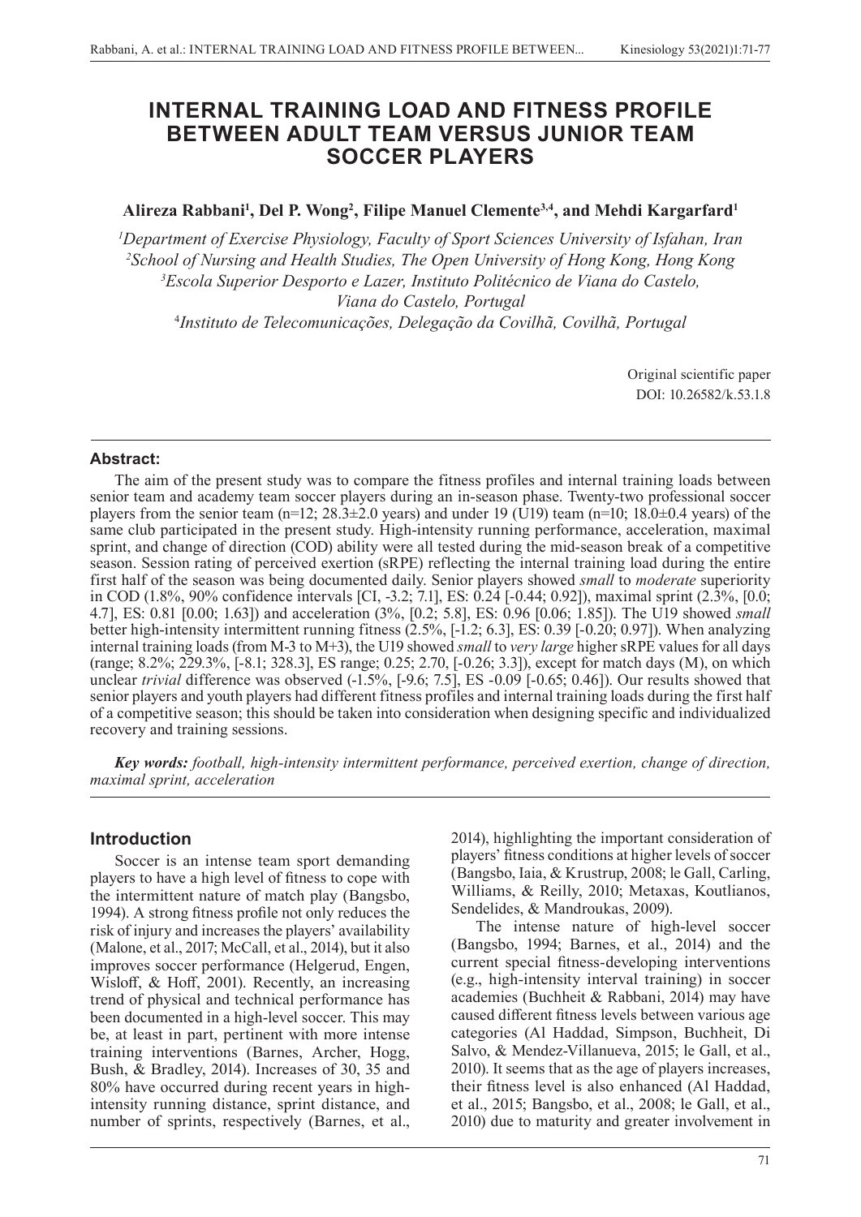# INTERNAL TRAINING LOAD AND FITNESS PROFILE BETWEEN ADULT TEAM VERSUS JUNIOR TEAM SOCCER PLAYERS

**Alireza Rabbani[1], Del P. Wong[2], Filipe Manuel Clemente[3,4], and Mehdi Kargarfard[1]**

[1]*Department of Exercise Physiology, Faculty of Sport Sciences University of Isfahan, Iran*
[2]*School of Nursing and Health Studies, The Open University of Hong Kong, Hong Kong*
[3]*Escola Superior Desporto e Lazer, Instituto Politécnico de Viana do Castelo, Viana do Castelo, Portugal*
[4]*Instituto de Telecomunicações, Delegação da Covilhã, Covilhã, Portugal*

Original scientific paper
DOI: 10.26582/k.53.1.8

## Abstract:

The aim of the present study was to compare the fitness profiles and internal training loads between senior team and academy team soccer players during an in-season phase. Twenty-two professional soccer players from the senior team (n=12; 28.3±2.0 years) and under 19 (U19) team (n=10; 18.0±0.4 years) of the same club participated in the present study. High-intensity running performance, acceleration, maximal sprint, and change of direction (COD) ability were all tested during the mid-season break of a competitive season. Session rating of perceived exertion (sRPE) reflecting the internal training load during the entire first half of the season was being documented daily. Senior players showed *small* to *moderate* superiority in COD (1.8%, 90% confidence intervals [CI, -3.2; 7.1], ES: 0.24 [-0.44; 0.92]), maximal sprint (2.3%, [0.0; 4.7], ES: 0.81 [0.00; 1.63]) and acceleration (3%, [0.2; 5.8], ES: 0.96 [0.06; 1.85]). The U19 showed *small* better high-intensity intermittent running fitness (2.5%, [-1.2; 6.3], ES: 0.39 [-0.20; 0.97]). When analyzing internal training loads (from M-3 to M+3), the U19 showed *small* to *very large* higher sRPE values for all days (range; 8.2%; 229.3%, [-8.1; 328.3], ES range; 0.25; 2.70, [-0.26; 3.3]), except for match days (M), on which unclear *trivial* difference was observed (-1.5%, [-9.6; 7.5], ES -0.09 [-0.65; 0.46]). Our results showed that senior players and youth players had different fitness profiles and internal training loads during the first half of a competitive season; this should be taken into consideration when designing specific and individualized recovery and training sessions.

***Key words:*** *football, high-intensity intermittent performance, perceived exertion, change of direction, maximal sprint, acceleration*

## Introduction

Soccer is an intense team sport demanding players to have a high level of fitness to cope with the intermittent nature of match play (Bangsbo, 1994). A strong fitness profile not only reduces the risk of injury and increases the players' availability (Malone, et al., 2017; McCall, et al., 2014), but it also improves soccer performance (Helgerud, Engen, Wisloff, & Hoff, 2001). Recently, an increasing trend of physical and technical performance has been documented in a high-level soccer. This may be, at least in part, pertinent with more intense training interventions (Barnes, Archer, Hogg, Bush, & Bradley, 2014). Increases of 30, 35 and 80% have occurred during recent years in high-intensity running distance, sprint distance, and number of sprints, respectively (Barnes, et al., 2014), highlighting the important consideration of players' fitness conditions at higher levels of soccer (Bangsbo, Iaia, & Krustrup, 2008; le Gall, Carling, Williams, & Reilly, 2010; Metaxas, Koutlianos, Sendelides, & Mandroukas, 2009).

The intense nature of high-level soccer (Bangsbo, 1994; Barnes, et al., 2014) and the current special fitness-developing interventions (e.g., high-intensity interval training) in soccer academies (Buchheit & Rabbani, 2014) may have caused different fitness levels between various age categories (Al Haddad, Simpson, Buchheit, Di Salvo, & Mendez-Villanueva, 2015; le Gall, et al., 2010). It seems that as the age of players increases, their fitness level is also enhanced (Al Haddad, et al., 2015; Bangsbo, et al., 2008; le Gall, et al., 2010) due to maturity and greater involvement in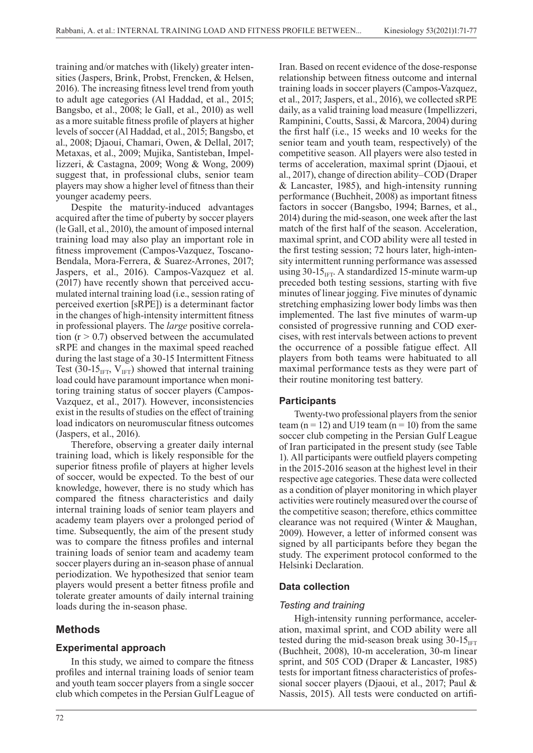training and/or matches with (likely) greater intensities (Jaspers, Brink, Probst, Frencken, & Helsen, 2016). The increasing fitness level trend from youth to adult age categories (Al Haddad, et al., 2015; Bangsbo, et al., 2008; le Gall, et al., 2010) as well as a more suitable fitness profile of players at higher levels of soccer (Al Haddad, et al., 2015; Bangsbo, et al., 2008; Djaoui, Chamari, Owen, & Dellal, 2017; Metaxas, et al., 2009; Mujika, Santisteban, Impellizzeri, & Castagna, 2009; Wong & Wong, 2009) suggest that, in professional clubs, senior team players may show a higher level of fitness than their younger academy peers.

Despite the maturity-induced advantages acquired after the time of puberty by soccer players (le Gall, et al., 2010), the amount of imposed internal training load may also play an important role in fitness improvement (Campos-Vazquez, Toscano-Bendala, Mora-Ferrera, & Suarez-Arrones, 2017; Jaspers, et al., 2016). Campos-Vazquez et al. (2017) have recently shown that perceived accumulated internal training load (i.e., session rating of perceived exertion [sRPE]) is a determinant factor in the changes of high-intensity intermittent fitness in professional players. The *large* positive correlation ($r > 0.7$) observed between the accumulated sRPE and changes in the maximal speed reached during the last stage of a 30-15 Intermittent Fitness Test ($30\text{-}15_{IFT}$, $V_{IFT}$) showed that internal training load could have paramount importance when monitoring training status of soccer players (Campos-Vazquez, et al., 2017). However, inconsistencies exist in the results of studies on the effect of training load indicators on neuromuscular fitness outcomes (Jaspers, et al., 2016).

Therefore, observing a greater daily internal training load, which is likely responsible for the superior fitness profile of players at higher levels of soccer, would be expected. To the best of our knowledge, however, there is no study which has compared the fitness characteristics and daily internal training loads of senior team players and academy team players over a prolonged period of time. Subsequently, the aim of the present study was to compare the fitness profiles and internal training loads of senior team and academy team soccer players during an in-season phase of annual periodization. We hypothesized that senior team players would present a better fitness profile and tolerate greater amounts of daily internal training loads during the in-season phase.

## Methods

### Experimental approach

In this study, we aimed to compare the fitness profiles and internal training loads of senior team and youth team soccer players from a single soccer club which competes in the Persian Gulf League of Iran. Based on recent evidence of the dose-response relationship between fitness outcome and internal training loads in soccer players (Campos-Vazquez, et al., 2017; Jaspers, et al., 2016), we collected sRPE daily, as a valid training load measure (Impellizzeri, Rampinini, Coutts, Sassi, & Marcora, 2004) during the first half (i.e., 15 weeks and 10 weeks for the senior team and youth team, respectively) of the competitive season. All players were also tested in terms of acceleration, maximal sprint (Djaoui, et al., 2017), change of direction ability–COD (Draper & Lancaster, 1985), and high-intensity running performance (Buchheit, 2008) as important fitness factors in soccer (Bangsbo, 1994; Barnes, et al., 2014) during the mid-season, one week after the last match of the first half of the season. Acceleration, maximal sprint, and COD ability were all tested in the first testing session; 72 hours later, high-intensity intermittent running performance was assessed using $30\text{-}15_{IFT}$. A standardized 15-minute warm-up preceded both testing sessions, starting with five minutes of linear jogging. Five minutes of dynamic stretching emphasizing lower body limbs was then implemented. The last five minutes of warm-up consisted of progressive running and COD exercises, with rest intervals between actions to prevent the occurrence of a possible fatigue effect. All players from both teams were habituated to all maximal performance tests as they were part of their routine monitoring test battery.

### Participants

Twenty-two professional players from the senior team ($n = 12$) and U19 team ($n = 10$) from the same soccer club competing in the Persian Gulf League of Iran participated in the present study (see Table 1). All participants were outfield players competing in the 2015-2016 season at the highest level in their respective age categories. These data were collected as a condition of player monitoring in which player activities were routinely measured over the course of the competitive season; therefore, ethics committee clearance was not required (Winter & Maughan, 2009). However, a letter of informed consent was signed by all participants before they began the study. The experiment protocol conformed to the Helsinki Declaration.

### Data collection

#### *Testing and training*

High-intensity running performance, acceleration, maximal sprint, and COD ability were all tested during the mid-season break using $30\text{-}15_{IFT}$ (Buchheit, 2008), 10-m acceleration, 30-m linear sprint, and 505 COD (Draper & Lancaster, 1985) tests for important fitness characteristics of professional soccer players (Djaoui, et al., 2017; Paul & Nassis, 2015). All tests were conducted on artifi-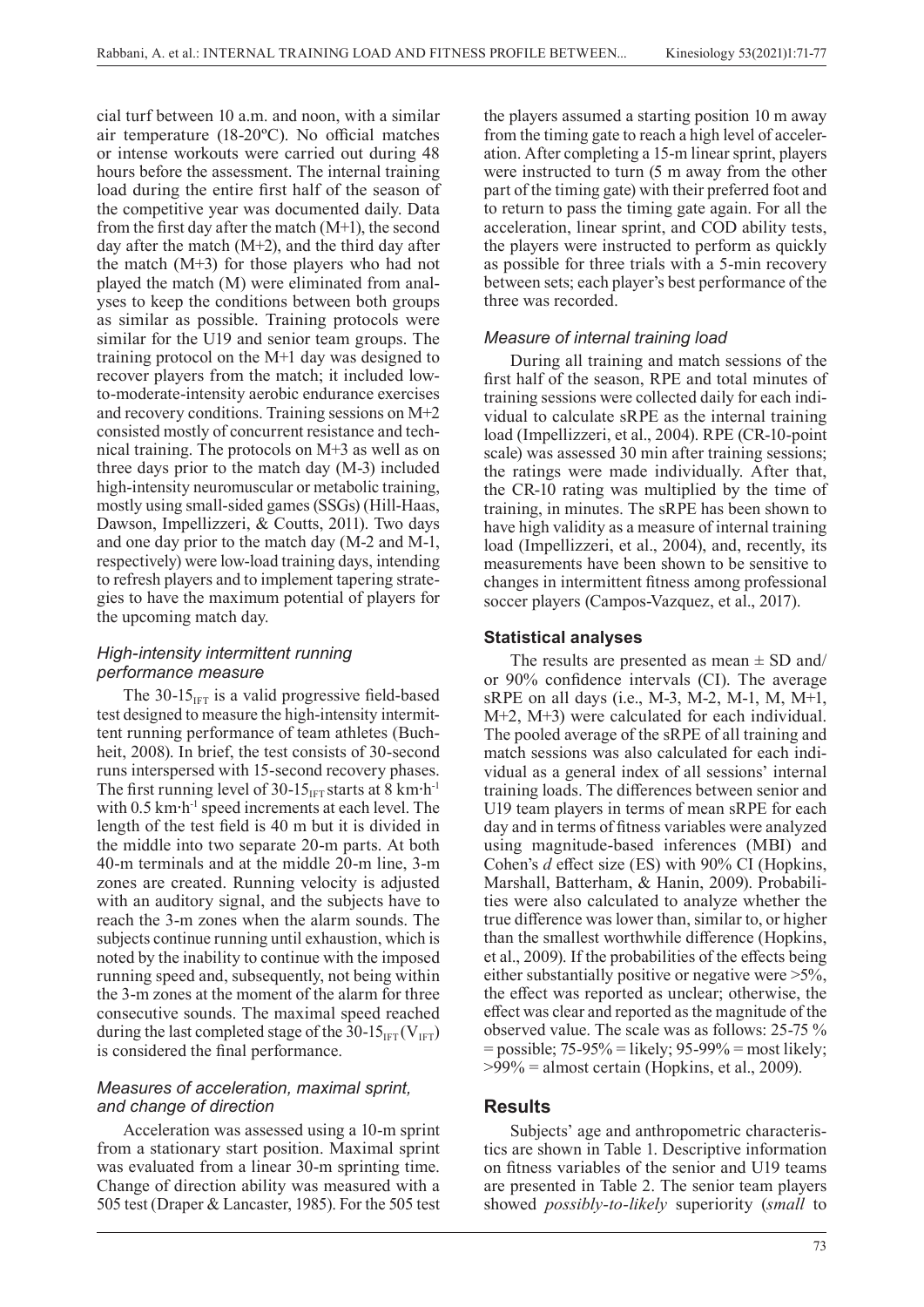cial turf between 10 a.m. and noon, with a similar air temperature (18-20ºC). No official matches or intense workouts were carried out during 48 hours before the assessment. The internal training load during the entire first half of the season of the competitive year was documented daily. Data from the first day after the match (M+1), the second day after the match (M+2), and the third day after the match (M+3) for those players who had not played the match (M) were eliminated from analyses to keep the conditions between both groups as similar as possible. Training protocols were similar for the U19 and senior team groups. The training protocol on the M+1 day was designed to recover players from the match; it included low-to-moderate-intensity aerobic endurance exercises and recovery conditions. Training sessions on M+2 consisted mostly of concurrent resistance and technical training. The protocols on M+3 as well as on three days prior to the match day (M-3) included high-intensity neuromuscular or metabolic training, mostly using small-sided games (SSGs) (Hill-Haas, Dawson, Impellizzeri, & Coutts, 2011). Two days and one day prior to the match day (M-2 and M-1, respectively) were low-load training days, intending to refresh players and to implement tapering strategies to have the maximum potential of players for the upcoming match day.

### *High-intensity intermittent running performance measure*

The $30\text{-}15_{IFT}$ is a valid progressive field-based test designed to measure the high-intensity intermittent running performance of team athletes (Buchheit, 2008). In brief, the test consists of 30-second runs interspersed with 15-second recovery phases. The first running level of $30\text{-}15_{IFT}$ starts at 8 $km{\cdot}h^{-1}$ with 0.5 $km{\cdot}h^{-1}$ speed increments at each level. The length of the test field is 40 m but it is divided in the middle into two separate 20-m parts. At both 40-m terminals and at the middle 20-m line, 3-m zones are created. Running velocity is adjusted with an auditory signal, and the subjects have to reach the 3-m zones when the alarm sounds. The subjects continue running until exhaustion, which is noted by the inability to continue with the imposed running speed and, subsequently, not being within the 3-m zones at the moment of the alarm for three consecutive sounds. The maximal speed reached during the last completed stage of the $30\text{-}15_{IFT}$ ($V_{IFT}$) is considered the final performance.

### *Measures of acceleration, maximal sprint, and change of direction*

Acceleration was assessed using a 10-m sprint from a stationary start position. Maximal sprint was evaluated from a linear 30-m sprinting time. Change of direction ability was measured with a 505 test (Draper & Lancaster, 1985). For the 505 test the players assumed a starting position 10 m away from the timing gate to reach a high level of acceleration. After completing a 15-m linear sprint, players were instructed to turn (5 m away from the other part of the timing gate) with their preferred foot and to return to pass the timing gate again. For all the acceleration, linear sprint, and COD ability tests, the players were instructed to perform as quickly as possible for three trials with a 5-min recovery between sets; each player's best performance of the three was recorded.

### *Measure of internal training load*

During all training and match sessions of the first half of the season, RPE and total minutes of training sessions were collected daily for each individual to calculate sRPE as the internal training load (Impellizzeri, et al., 2004). RPE (CR-10-point scale) was assessed 30 min after training sessions; the ratings were made individually. After that, the CR-10 rating was multiplied by the time of training, in minutes. The sRPE has been shown to have high validity as a measure of internal training load (Impellizzeri, et al., 2004), and, recently, its measurements have been shown to be sensitive to changes in intermittent fitness among professional soccer players (Campos-Vazquez, et al., 2017).

### **Statistical analyses**

The results are presented as mean ± SD and/or 90% confidence intervals (CI). The average sRPE on all days (i.e., M-3, M-2, M-1, M, M+1, M+2, M+3) were calculated for each individual. The pooled average of the sRPE of all training and match sessions was also calculated for each individual as a general index of all sessions' internal training loads. The differences between senior and U19 team players in terms of mean sRPE for each day and in terms of fitness variables were analyzed using magnitude-based inferences (MBI) and Cohen's *d* effect size (ES) with 90% CI (Hopkins, Marshall, Batterham, & Hanin, 2009). Probabilities were also calculated to analyze whether the true difference was lower than, similar to, or higher than the smallest worthwhile difference (Hopkins, et al., 2009). If the probabilities of the effects being either substantially positive or negative were >5%, the effect was reported as unclear; otherwise, the effect was clear and reported as the magnitude of the observed value. The scale was as follows: 25-75 % = possible; 75-95% = likely; 95-99% = most likely; >99% = almost certain (Hopkins, et al., 2009).

## **Results**

Subjects' age and anthropometric characteristics are shown in Table 1. Descriptive information on fitness variables of the senior and U19 teams are presented in Table 2. The senior team players showed *possibly-to-likely* superiority (*small* to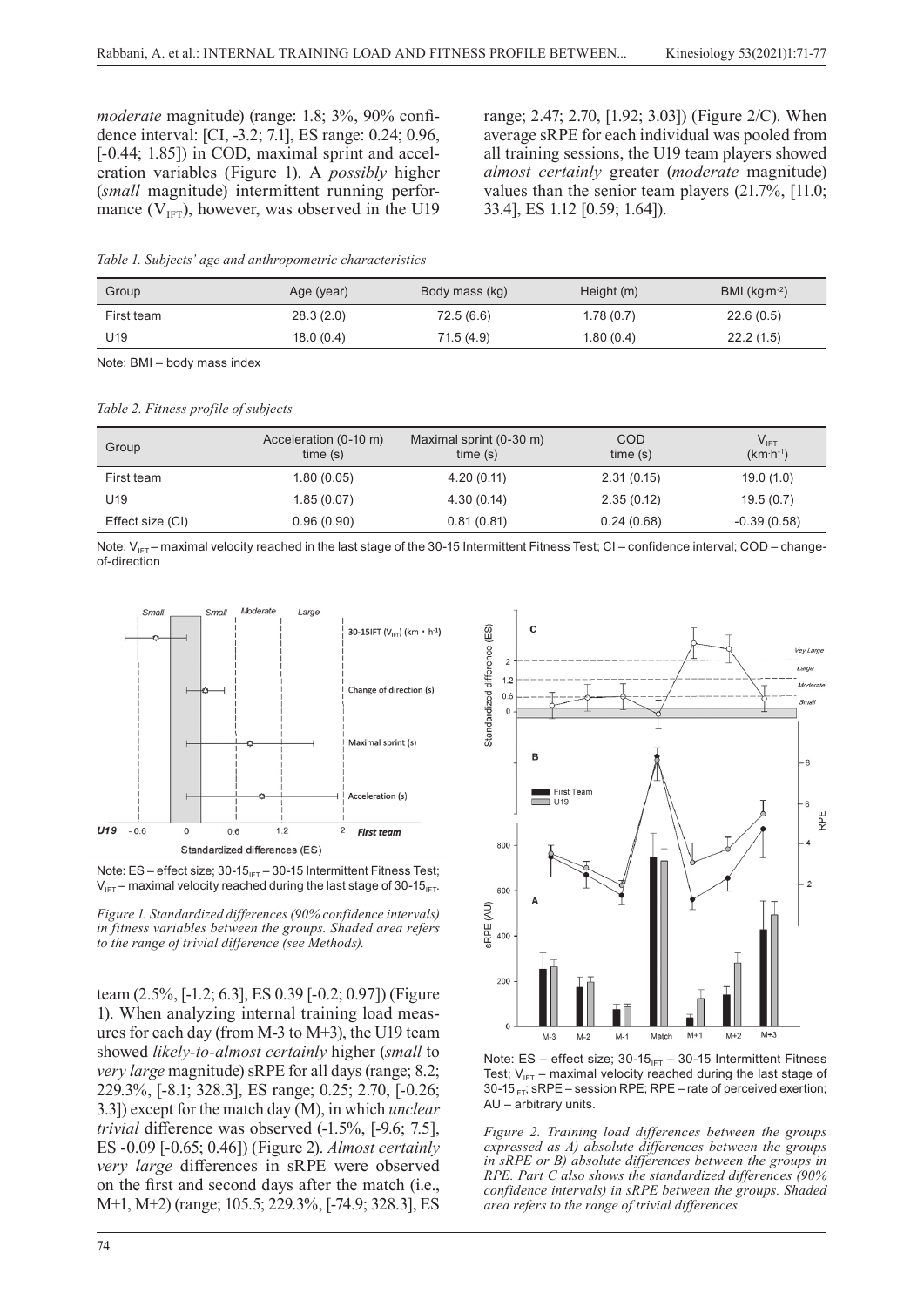*moderate* magnitude) (range: 1.8; 3%, 90% confidence interval: [CI, -3.2; 7.1], ES range: 0.24; 0.96, [-0.44; 1.85]) in COD, maximal sprint and acceleration variables (Figure 1). A *possibly* higher (*small* magnitude) intermittent running performance ($V_{IFT}$), however, was observed in the U19 team (2.5%, [-1.2; 6.3], ES 0.39 [-0.2; 0.97]) (Figure 1). When analyzing internal training load measures for each day (from M-3 to M+3), the U19 team showed *likely-to-almost certainly* higher (*small* to *very large* magnitude) sRPE for all days (range; 8.2; 229.3%, [-8.1; 328.3], ES range; 0.25; 2.70, [-0.26; 3.3]) except for the match day (M), in which *unclear trivial* difference was observed (-1.5%, [-9.6; 7.5], ES -0.09 [-0.65; 0.46]) (Figure 2). *Almost certainly very large* differences in sRPE were observed on the first and second days after the match (i.e., M+1, M+2) (range; 105.5; 229.3%, [-74.9; 328.3], ES range; 2.47; 2.70, [1.92; 3.03]) (Figure 2/C). When average sRPE for each individual was pooled from all training sessions, the U19 team players showed *almost certainly* greater (*moderate* magnitude) values than the senior team players (21.7%, [11.0; 33.4], ES 1.12 [0.59; 1.64]).

*Table 1. Subjects' age and anthropometric characteristics*

| Group | Age (year) | Body mass (kg) | Height (m) | BMI (kg·m$^{-2}$) |
|---|---|---|---|---|
| First team | 28.3 (2.0) | 72.5 (6.6) | 1.78 (0.7) | 22.6 (0.5) |
| U19 | 18.0 (0.4) | 71.5 (4.9) | 1.80 (0.4) | 22.2 (1.5) |

Note: BMI – body mass index

*Table 2. Fitness profile of subjects*

| Group | Acceleration (0-10 m) time (s) | Maximal sprint (0-30 m) time (s) | COD time (s) | $V_{IFT}$ (km·h$^{-1}$) |
|---|---|---|---|---|
| First team | 1.80 (0.05) | 4.20 (0.11) | 2.31 (0.15) | 19.0 (1.0) |
| U19 | 1.85 (0.07) | 4.30 (0.14) | 2.35 (0.12) | 19.5 (0.7) |
| Effect size (CI) | 0.96 (0.90) | 0.81 (0.81) | 0.24 (0.68) | -0.39 (0.58) |

Note: $V_{IFT}$ – maximal velocity reached in the last stage of the 30-15 Intermittent Fitness Test; CI – confidence interval; COD – change-of-direction

Note: ES – effect size; 30-15$_{IFT}$ – 30-15 Intermittent Fitness Test; $V_{IFT}$ – maximal velocity reached during the last stage of 30-15$_{IFT}$.

*Figure 1. Standardized differences (90% confidence intervals) in fitness variables between the groups. Shaded area refers to the range of trivial difference (see Methods).*

Note: ES – effect size; 30-15$_{IFT}$ – 30-15 Intermittent Fitness Test; $V_{IFT}$ – maximal velocity reached during the last stage of 30-15$_{IFT}$; sRPE – session RPE; RPE – rate of perceived exertion; AU – arbitrary units.

*Figure 2. Training load differences between the groups expressed as A) absolute differences between the groups in sRPE or B) absolute differences between the groups in RPE. Part C also shows the standardized differences (90% confidence intervals) in sRPE between the groups. Shaded area refers to the range of trivial differences.*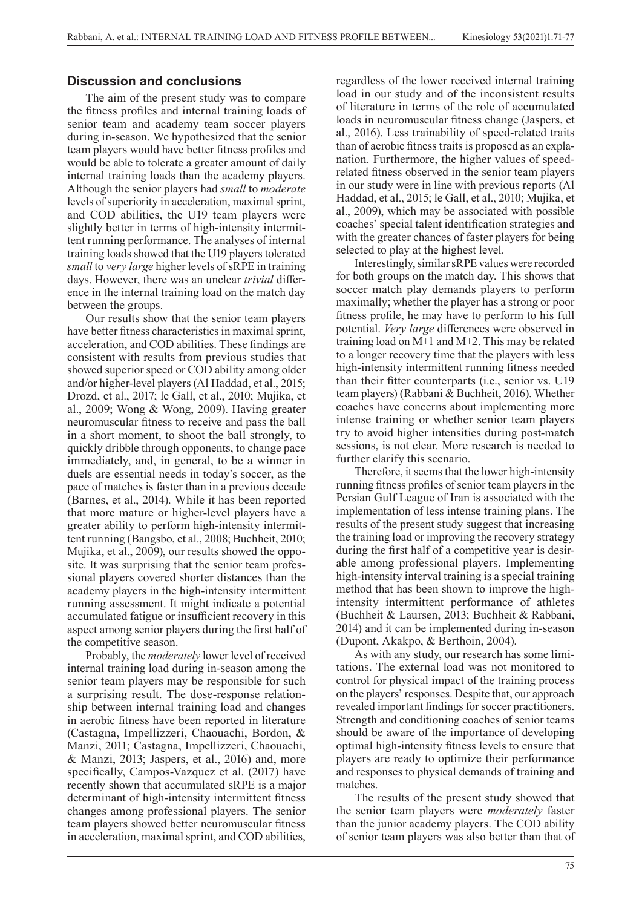## Discussion and conclusions

The aim of the present study was to compare the fitness profiles and internal training loads of senior team and academy team soccer players during in-season. We hypothesized that the senior team players would have better fitness profiles and would be able to tolerate a greater amount of daily internal training loads than the academy players. Although the senior players had *small* to *moderate* levels of superiority in acceleration, maximal sprint, and COD abilities, the U19 team players were slightly better in terms of high-intensity intermittent running performance. The analyses of internal training loads showed that the U19 players tolerated *small* to *very large* higher levels of sRPE in training days. However, there was an unclear *trivial* difference in the internal training load on the match day between the groups.

Our results show that the senior team players have better fitness characteristics in maximal sprint, acceleration, and COD abilities. These findings are consistent with results from previous studies that showed superior speed or COD ability among older and/or higher-level players (Al Haddad, et al., 2015; Drozd, et al., 2017; le Gall, et al., 2010; Mujika, et al., 2009; Wong & Wong, 2009). Having greater neuromuscular fitness to receive and pass the ball in a short moment, to shoot the ball strongly, to quickly dribble through opponents, to change pace immediately, and, in general, to be a winner in duels are essential needs in today's soccer, as the pace of matches is faster than in a previous decade (Barnes, et al., 2014). While it has been reported that more mature or higher-level players have a greater ability to perform high-intensity intermittent running (Bangsbo, et al., 2008; Buchheit, 2010; Mujika, et al., 2009), our results showed the opposite. It was surprising that the senior team professional players covered shorter distances than the academy players in the high-intensity intermittent running assessment. It might indicate a potential accumulated fatigue or insufficient recovery in this aspect among senior players during the first half of the competitive season.

Probably, the *moderately* lower level of received internal training load during in-season among the senior team players may be responsible for such a surprising result. The dose-response relationship between internal training load and changes in aerobic fitness have been reported in literature (Castagna, Impellizzeri, Chaouachi, Bordon, & Manzi, 2011; Castagna, Impellizzeri, Chaouachi, & Manzi, 2013; Jaspers, et al., 2016) and, more specifically, Campos-Vazquez et al. (2017) have recently shown that accumulated sRPE is a major determinant of high-intensity intermittent fitness changes among professional players. The senior team players showed better neuromuscular fitness in acceleration, maximal sprint, and COD abilities, regardless of the lower received internal training load in our study and of the inconsistent results of literature in terms of the role of accumulated loads in neuromuscular fitness change (Jaspers, et al., 2016). Less trainability of speed-related traits than of aerobic fitness traits is proposed as an explanation. Furthermore, the higher values of speed-related fitness observed in the senior team players in our study were in line with previous reports (Al Haddad, et al., 2015; le Gall, et al., 2010; Mujika, et al., 2009), which may be associated with possible coaches' special talent identification strategies and with the greater chances of faster players for being selected to play at the highest level.

Interestingly, similar sRPE values were recorded for both groups on the match day. This shows that soccer match play demands players to perform maximally; whether the player has a strong or poor fitness profile, he may have to perform to his full potential. *Very large* differences were observed in training load on M+1 and M+2. This may be related to a longer recovery time that the players with less high-intensity intermittent running fitness needed than their fitter counterparts (i.e., senior vs. U19 team players) (Rabbani & Buchheit, 2016). Whether coaches have concerns about implementing more intense training or whether senior team players try to avoid higher intensities during post-match sessions, is not clear. More research is needed to further clarify this scenario.

Therefore, it seems that the lower high-intensity running fitness profiles of senior team players in the Persian Gulf League of Iran is associated with the implementation of less intense training plans. The results of the present study suggest that increasing the training load or improving the recovery strategy during the first half of a competitive year is desirable among professional players. Implementing high-intensity interval training is a special training method that has been shown to improve the high-intensity intermittent performance of athletes (Buchheit & Laursen, 2013; Buchheit & Rabbani, 2014) and it can be implemented during in-season (Dupont, Akakpo, & Berthoin, 2004).

As with any study, our research has some limitations. The external load was not monitored to control for physical impact of the training process on the players' responses. Despite that, our approach revealed important findings for soccer practitioners. Strength and conditioning coaches of senior teams should be aware of the importance of developing optimal high-intensity fitness levels to ensure that players are ready to optimize their performance and responses to physical demands of training and matches.

The results of the present study showed that the senior team players were *moderately* faster than the junior academy players. The COD ability of senior team players was also better than that of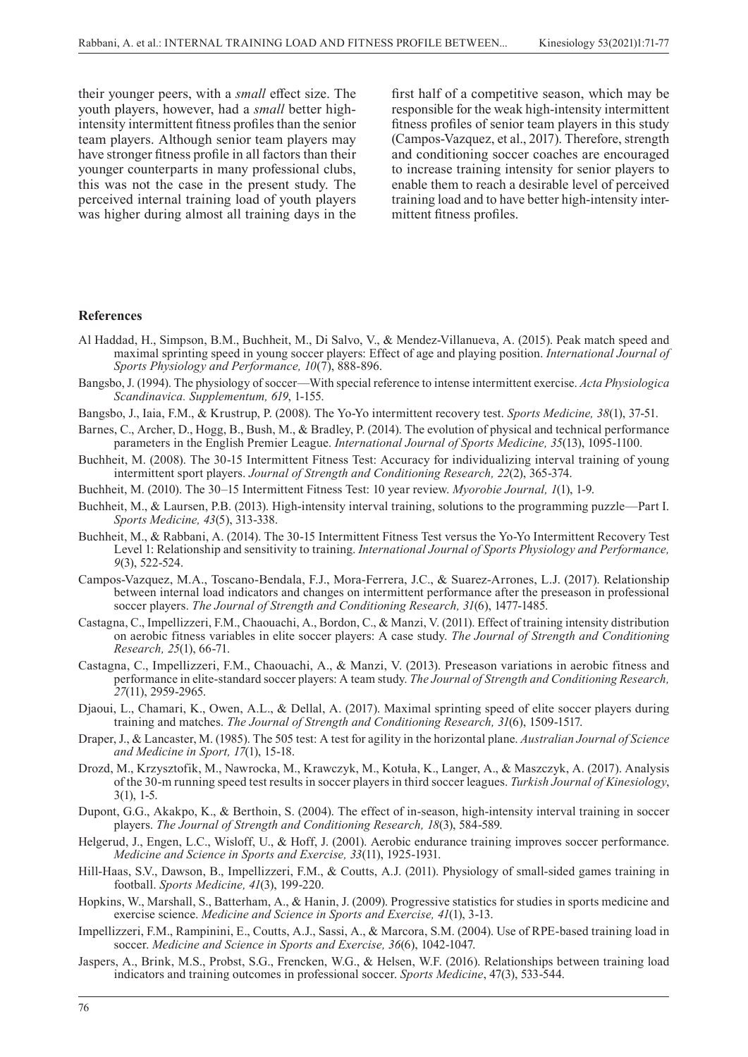their younger peers, with a *small* effect size. The youth players, however, had a *small* better high-intensity intermittent fitness profiles than the senior team players. Although senior team players may have stronger fitness profile in all factors than their younger counterparts in many professional clubs, this was not the case in the present study. The perceived internal training load of youth players was higher during almost all training days in the first half of a competitive season, which may be responsible for the weak high-intensity intermittent fitness profiles of senior team players in this study (Campos-Vazquez, et al., 2017). Therefore, strength and conditioning soccer coaches are encouraged to increase training intensity for senior players to enable them to reach a desirable level of perceived training load and to have better high-intensity intermittent fitness profiles.

## References

Al Haddad, H., Simpson, B.M., Buchheit, M., Di Salvo, V., & Mendez-Villanueva, A. (2015). Peak match speed and maximal sprinting speed in young soccer players: Effect of age and playing position. *International Journal of Sports Physiology and Performance, 10*(7), 888-896.

Bangsbo, J. (1994). The physiology of soccer—With special reference to intense intermittent exercise. *Acta Physiologica Scandinavica. Supplementum, 619*, 1-155.

Bangsbo, J., Iaia, F.M., & Krustrup, P. (2008). The Yo-Yo intermittent recovery test. *Sports Medicine, 38*(1), 37-51.

Barnes, C., Archer, D., Hogg, B., Bush, M., & Bradley, P. (2014). The evolution of physical and technical performance parameters in the English Premier League. *International Journal of Sports Medicine, 35*(13), 1095-1100.

Buchheit, M. (2008). The 30-15 Intermittent Fitness Test: Accuracy for individualizing interval training of young intermittent sport players. *Journal of Strength and Conditioning Research, 22*(2), 365-374.

Buchheit, M. (2010). The 30–15 Intermittent Fitness Test: 10 year review. *Myorobie Journal, 1*(1), 1-9.

Buchheit, M., & Laursen, P.B. (2013). High-intensity interval training, solutions to the programming puzzle—Part I. *Sports Medicine, 43*(5), 313-338.

Buchheit, M., & Rabbani, A. (2014). The 30-15 Intermittent Fitness Test versus the Yo-Yo Intermittent Recovery Test Level 1: Relationship and sensitivity to training. *International Journal of Sports Physiology and Performance, 9*(3), 522-524.

Campos-Vazquez, M.A., Toscano-Bendala, F.J., Mora-Ferrera, J.C., & Suarez-Arrones, L.J. (2017). Relationship between internal load indicators and changes on intermittent performance after the preseason in professional soccer players. *The Journal of Strength and Conditioning Research, 31*(6), 1477-1485.

Castagna, C., Impellizzeri, F.M., Chaouachi, A., Bordon, C., & Manzi, V. (2011). Effect of training intensity distribution on aerobic fitness variables in elite soccer players: A case study. *The Journal of Strength and Conditioning Research, 25*(1), 66-71.

Castagna, C., Impellizzeri, F.M., Chaouachi, A., & Manzi, V. (2013). Preseason variations in aerobic fitness and performance in elite-standard soccer players: A team study. *The Journal of Strength and Conditioning Research, 27*(11), 2959-2965.

Djaoui, L., Chamari, K., Owen, A.L., & Dellal, A. (2017). Maximal sprinting speed of elite soccer players during training and matches. *The Journal of Strength and Conditioning Research, 31*(6), 1509-1517.

Draper, J., & Lancaster, M. (1985). The 505 test: A test for agility in the horizontal plane. *Australian Journal of Science and Medicine in Sport, 17*(1), 15-18.

Drozd, M., Krzysztofik, M., Nawrocka, M., Krawczyk, M., Kotuła, K., Langer, A., & Maszczyk, A. (2017). Analysis of the 30-m running speed test results in soccer players in third soccer leagues. *Turkish Journal of Kinesiology*, 3(1), 1-5.

Dupont, G.G., Akakpo, K., & Berthoin, S. (2004). The effect of in-season, high-intensity interval training in soccer players. *The Journal of Strength and Conditioning Research, 18*(3), 584-589.

Helgerud, J., Engen, L.C., Wisloff, U., & Hoff, J. (2001). Aerobic endurance training improves soccer performance. *Medicine and Science in Sports and Exercise, 33*(11), 1925-1931.

Hill-Haas, S.V., Dawson, B., Impellizzeri, F.M., & Coutts, A.J. (2011). Physiology of small-sided games training in football. *Sports Medicine, 41*(3), 199-220.

Hopkins, W., Marshall, S., Batterham, A., & Hanin, J. (2009). Progressive statistics for studies in sports medicine and exercise science. *Medicine and Science in Sports and Exercise, 41*(1), 3-13.

Impellizzeri, F.M., Rampinini, E., Coutts, A.J., Sassi, A., & Marcora, S.M. (2004). Use of RPE-based training load in soccer. *Medicine and Science in Sports and Exercise, 36*(6), 1042-1047.

Jaspers, A., Brink, M.S., Probst, S.G., Frencken, W.G., & Helsen, W.F. (2016). Relationships between training load indicators and training outcomes in professional soccer. *Sports Medicine*, 47(3), 533-544.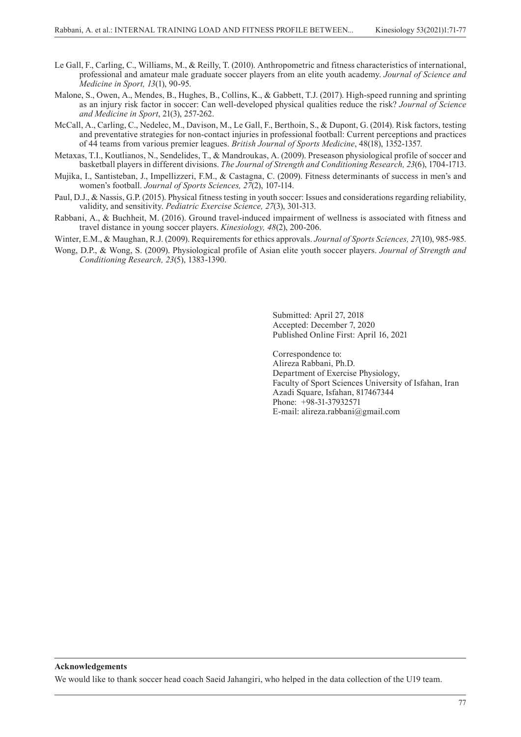Le Gall, F., Carling, C., Williams, M., & Reilly, T. (2010). Anthropometric and fitness characteristics of international, professional and amateur male graduate soccer players from an elite youth academy. *Journal of Science and Medicine in Sport, 13*(1), 90-95.

Malone, S., Owen, A., Mendes, B., Hughes, B., Collins, K., & Gabbett, T.J. (2017). High-speed running and sprinting as an injury risk factor in soccer: Can well-developed physical qualities reduce the risk? *Journal of Science and Medicine in Sport*, 21(3), 257-262.

McCall, A., Carling, C., Nedelec, M., Davison, M., Le Gall, F., Berthoin, S., & Dupont, G. (2014). Risk factors, testing and preventative strategies for non-contact injuries in professional football: Current perceptions and practices of 44 teams from various premier leagues. *British Journal of Sports Medicine*, 48(18), 1352-1357.

Metaxas, T.I., Koutlianos, N., Sendelides, T., & Mandroukas, A. (2009). Preseason physiological profile of soccer and basketball players in different divisions. *The Journal of Strength and Conditioning Research, 23*(6), 1704-1713.

Mujika, I., Santisteban, J., Impellizzeri, F.M., & Castagna, C. (2009). Fitness determinants of success in men's and women's football. *Journal of Sports Sciences, 27*(2), 107-114.

Paul, D.J., & Nassis, G.P. (2015). Physical fitness testing in youth soccer: Issues and considerations regarding reliability, validity, and sensitivity. *Pediatric Exercise Science, 27*(3), 301-313.

Rabbani, A., & Buchheit, M. (2016). Ground travel-induced impairment of wellness is associated with fitness and travel distance in young soccer players. *Kinesiology, 48*(2), 200-206.

Winter, E.M., & Maughan, R.J. (2009). Requirements for ethics approvals. *Journal of Sports Sciences, 27*(10), 985-985.

Wong, D.P., & Wong, S. (2009). Physiological profile of Asian elite youth soccer players. *Journal of Strength and Conditioning Research, 23*(5), 1383-1390.

Submitted: April 27, 2018
Accepted: December 7, 2020
Published Online First: April 16, 2021

Correspondence to:
Alireza Rabbani, Ph.D.
Department of Exercise Physiology,
Faculty of Sport Sciences University of Isfahan, Iran
Azadi Square, Isfahan, 817467344
Phone: +98-31-37932571
E-mail: alireza.rabbani@gmail.com

**Acknowledgements**

We would like to thank soccer head coach Saeid Jahangiri, who helped in the data collection of the U19 team.